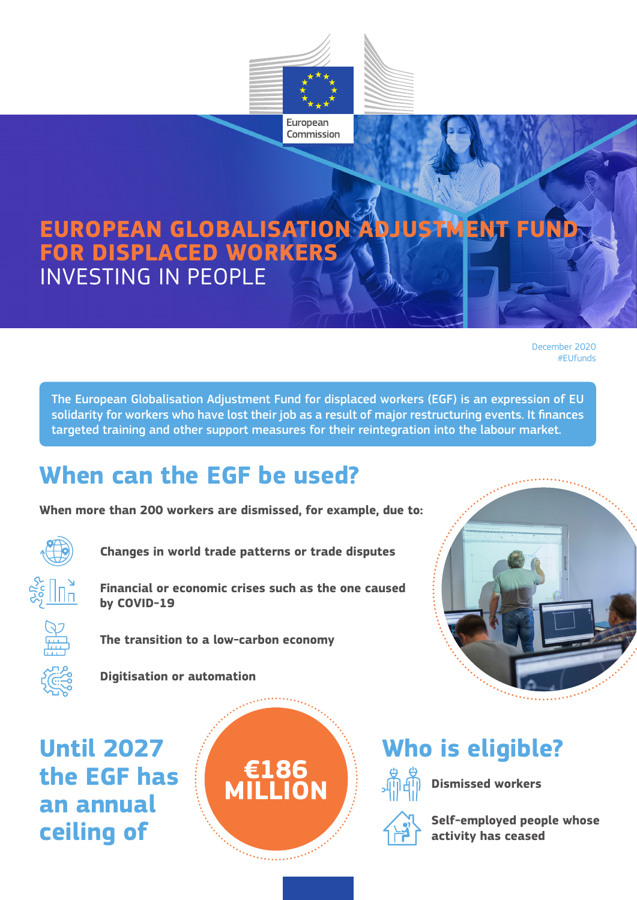European Commission

# EUROPEAN GLOBALISATION ADJUSTMENT FUND FOR DISPLACED WORKERS

INVESTING IN PEOPLE

December 2020
#EUfunds

The European Globalisation Adjustment Fund for displaced workers (EGF) is an expression of EU solidarity for workers who have lost their job as a result of major restructuring events. It finances targeted training and other support measures for their reintegration into the labour market.

## When can the EGF be used?

**When more than 200 workers are dismissed, for example, due to:**

- **Changes in world trade patterns or trade disputes**
- **Financial or economic crises such as the one caused by COVID-19**
- **The transition to a low-carbon economy**
- **Digitisation or automation**

## Until 2027 the EGF has an annual ceiling of

**€186 MILLION**

## Who is eligible?

- **Dismissed workers**
- **Self-employed people whose activity has ceased**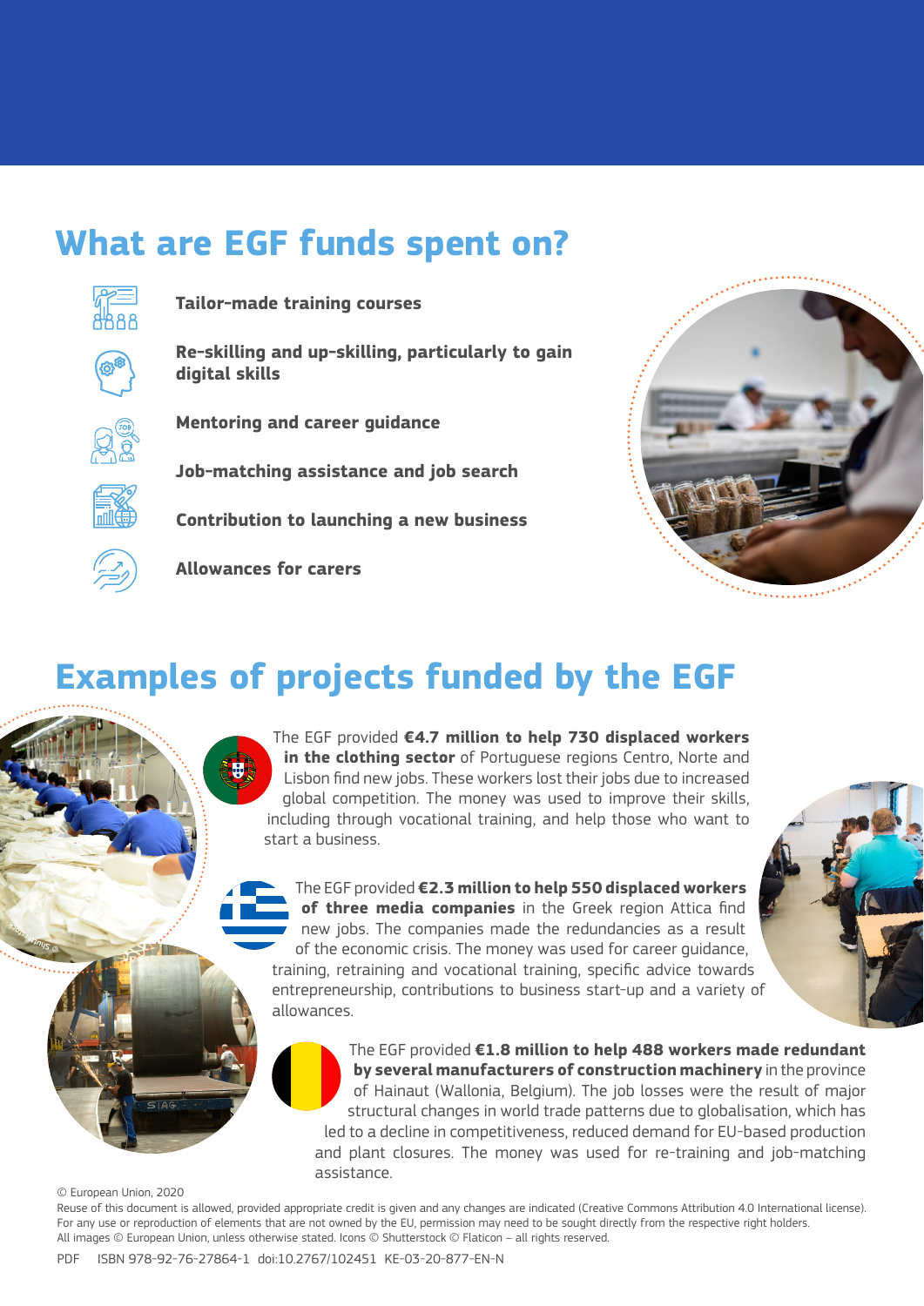## What are EGF funds spent on?

- **Tailor-made training courses**
- **Re-skilling and up-skilling, particularly to gain digital skills**
- **Mentoring and career guidance**
- **Job-matching assistance and job search**
- **Contribution to launching a new business**
- **Allowances for carers**

## Examples of projects funded by the EGF

The EGF provided **€4.7 million to help 730 displaced workers in the clothing sector** of Portuguese regions Centro, Norte and Lisbon find new jobs. These workers lost their jobs due to increased global competition. The money was used to improve their skills, including through vocational training, and help those who want to start a business.

The EGF provided **€2.3 million to help 550 displaced workers of three media companies** in the Greek region Attica find new jobs. The companies made the redundancies as a result of the economic crisis. The money was used for career guidance, training, retraining and vocational training, specific advice towards entrepreneurship, contributions to business start-up and a variety of allowances.

The EGF provided **€1.8 million to help 488 workers made redundant by several manufacturers of construction machinery** in the province of Hainaut (Wallonia, Belgium). The job losses were the result of major structural changes in world trade patterns due to globalisation, which has led to a decline in competitiveness, reduced demand for EU-based production and plant closures. The money was used for re-training and job-matching assistance.

© European Union, 2020

Reuse of this document is allowed, provided appropriate credit is given and any changes are indicated (Creative Commons Attribution 4.0 International license). For any use or reproduction of elements that are not owned by the EU, permission may need to be sought directly from the respective right holders. All images © European Union, unless otherwise stated. Icons © Shutterstock © Flaticon – all rights reserved.

PDF ISBN 978-92-76-27864-1 doi:10.2767/102451 KE-03-20-877-EN-N